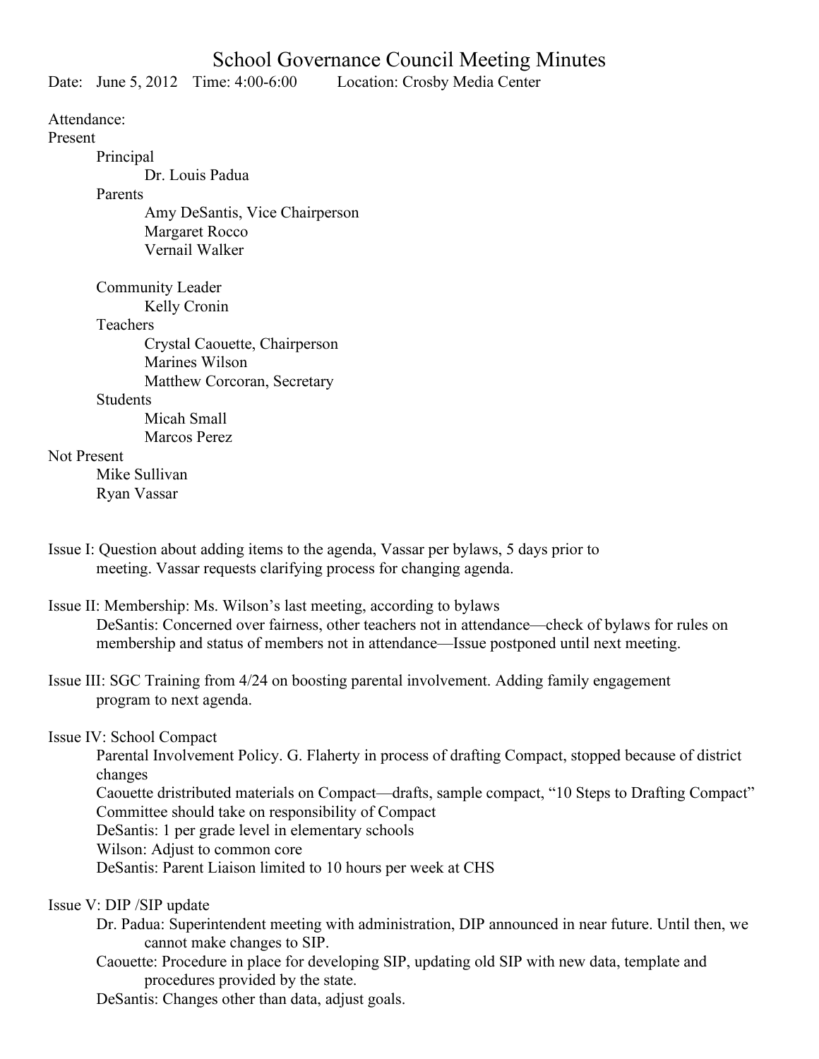# School Governance Council Meeting Minutes

Date: June 5, 2012 Time: 4:00-6:00 Location: Crosby Media Center

Attendance:

Present

- Principal
  - Dr. Louis Padua
- Parents
  - Amy DeSantis, Vice Chairperson
  - Margaret Rocco
  - Vernail Walker
- Community Leader
  - Kelly Cronin
- Teachers
  - Crystal Caouette, Chairperson
  - Marines Wilson
  - Matthew Corcoran, Secretary
- Students
  - Micah Small
  - Marcos Perez

Not Present

- Mike Sullivan
- Ryan Vassar

Issue I: Question about adding items to the agenda, Vassar per bylaws, 5 days prior to meeting. Vassar requests clarifying process for changing agenda.

Issue II: Membership: Ms. Wilson's last meeting, according to bylaws
DeSantis: Concerned over fairness, other teachers not in attendance—check of bylaws for rules on membership and status of members not in attendance—Issue postponed until next meeting.

Issue III: SGC Training from 4/24 on boosting parental involvement. Adding family engagement program to next agenda.

Issue IV: School Compact

Parental Involvement Policy. G. Flaherty in process of drafting Compact, stopped because of district changes

Caouette dristributed materials on Compact—drafts, sample compact, "10 Steps to Drafting Compact"

Committee should take on responsibility of Compact

DeSantis: 1 per grade level in elementary schools

Wilson: Adjust to common core

DeSantis: Parent Liaison limited to 10 hours per week at CHS

Issue V: DIP /SIP update

Dr. Padua: Superintendent meeting with administration, DIP announced in near future. Until then, we cannot make changes to SIP.

Caouette: Procedure in place for developing SIP, updating old SIP with new data, template and procedures provided by the state.

DeSantis: Changes other than data, adjust goals.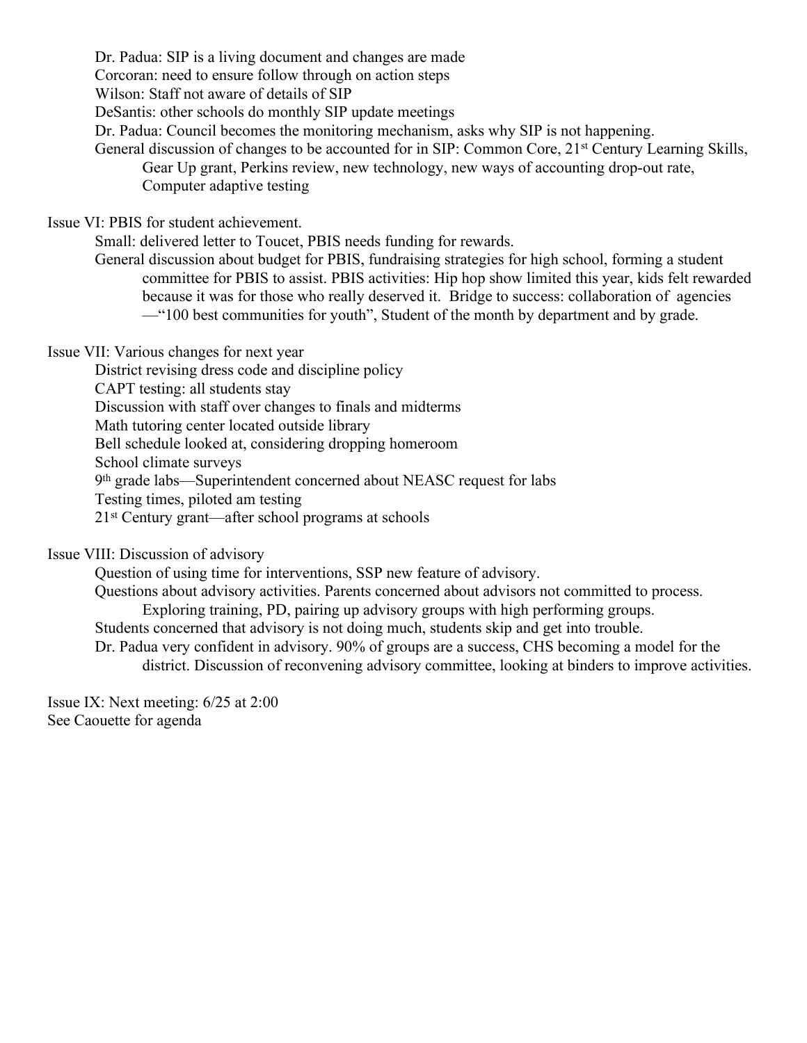Dr. Padua: SIP is a living document and changes are made
Corcoran: need to ensure follow through on action steps
Wilson: Staff not aware of details of SIP
DeSantis: other schools do monthly SIP update meetings
Dr. Padua: Council becomes the monitoring mechanism, asks why SIP is not happening.
General discussion of changes to be accounted for in SIP: Common Core, 21st Century Learning Skills, Gear Up grant, Perkins review, new technology, new ways of accounting drop-out rate, Computer adaptive testing

Issue VI: PBIS for student achievement.

Small: delivered letter to Toucet, PBIS needs funding for rewards.
General discussion about budget for PBIS, fundraising strategies for high school, forming a student committee for PBIS to assist. PBIS activities: Hip hop show limited this year, kids felt rewarded because it was for those who really deserved it. Bridge to success: collaboration of agencies —"100 best communities for youth", Student of the month by department and by grade.

Issue VII: Various changes for next year

District revising dress code and discipline policy
CAPT testing: all students stay
Discussion with staff over changes to finals and midterms
Math tutoring center located outside library
Bell schedule looked at, considering dropping homeroom
School climate surveys
9th grade labs—Superintendent concerned about NEASC request for labs
Testing times, piloted am testing
21st Century grant—after school programs at schools

Issue VIII: Discussion of advisory

Question of using time for interventions, SSP new feature of advisory.
Questions about advisory activities. Parents concerned about advisors not committed to process. Exploring training, PD, pairing up advisory groups with high performing groups.
Students concerned that advisory is not doing much, students skip and get into trouble.
Dr. Padua very confident in advisory. 90% of groups are a success, CHS becoming a model for the district. Discussion of reconvening advisory committee, looking at binders to improve activities.

Issue IX: Next meeting: 6/25 at 2:00
See Caouette for agenda